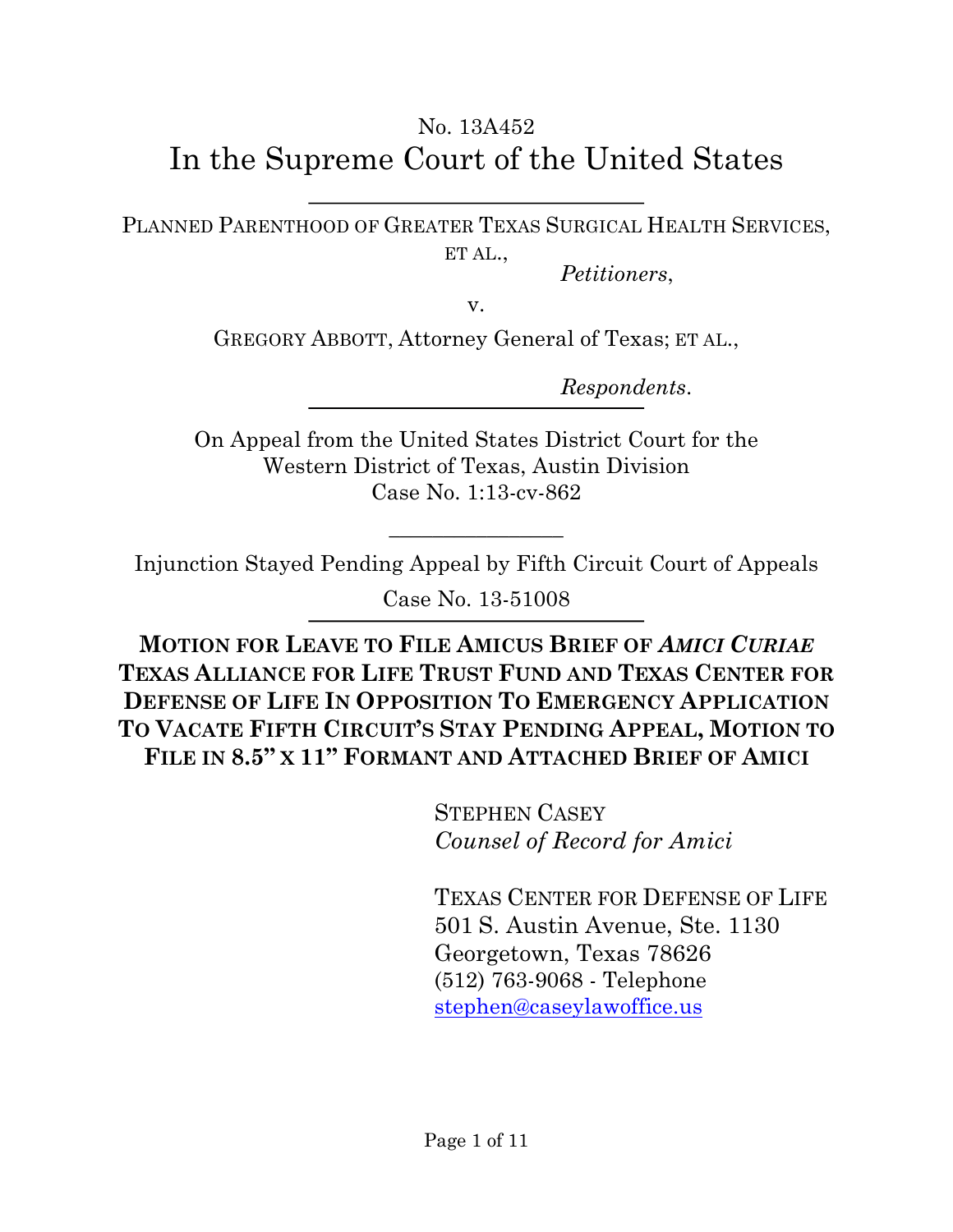No. 13A452

# In the Supreme Court of the United States

---

PLANNED PARENTHOOD OF GREATER TEXAS SURGICAL HEALTH SERVICES, ET AL.,

*Petitioners*,

v.

GREGORY ABBOTT, Attorney General of Texas; ET AL.,

*Respondents*.

---

On Appeal from the United States District Court for the Western District of Texas, Austin Division
Case No. 1:13-cv-862

---

Injunction Stayed Pending Appeal by Fifth Circuit Court of Appeals

Case No. 13-51008

---

**MOTION FOR LEAVE TO FILE AMICUS BRIEF OF *AMICI CURIAE* TEXAS ALLIANCE FOR LIFE TRUST FUND AND TEXAS CENTER FOR DEFENSE OF LIFE IN OPPOSITION TO EMERGENCY APPLICATION TO VACATE FIFTH CIRCUIT'S STAY PENDING APPEAL, MOTION TO FILE IN 8.5" X 11" FORMANT AND ATTACHED BRIEF OF AMICI**

STEPHEN CASEY
*Counsel of Record for Amici*

TEXAS CENTER FOR DEFENSE OF LIFE
501 S. Austin Avenue, Ste. 1130
Georgetown, Texas 78626
(512) 763-9068 - Telephone
stephen@caseylawoffice.us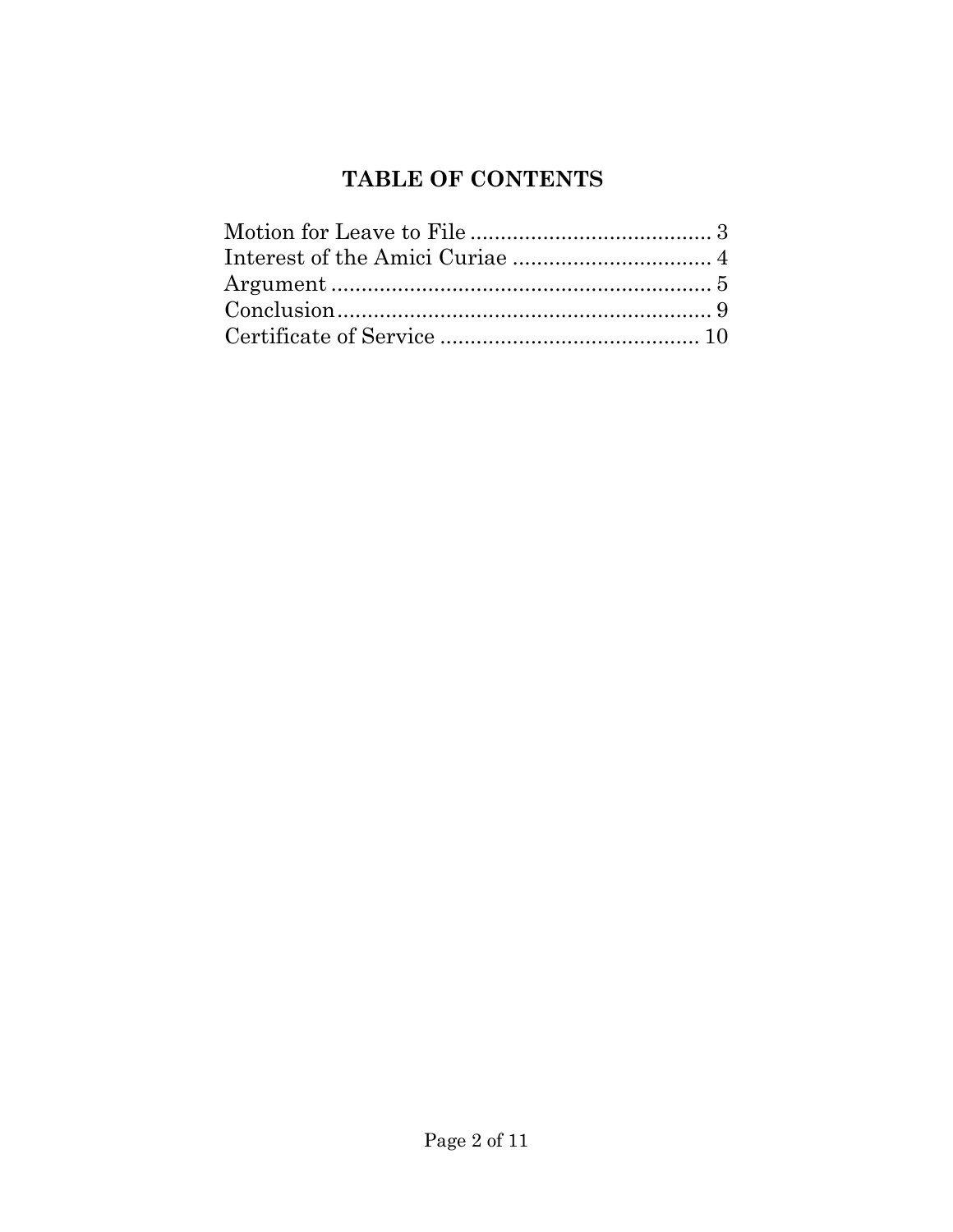# TABLE OF CONTENTS

Motion for Leave to File ........................................ 3
Interest of the Amici Curiae ................................. 4
Argument ............................................................... 5
Conclusion.............................................................. 9
Certificate of Service ........................................... 10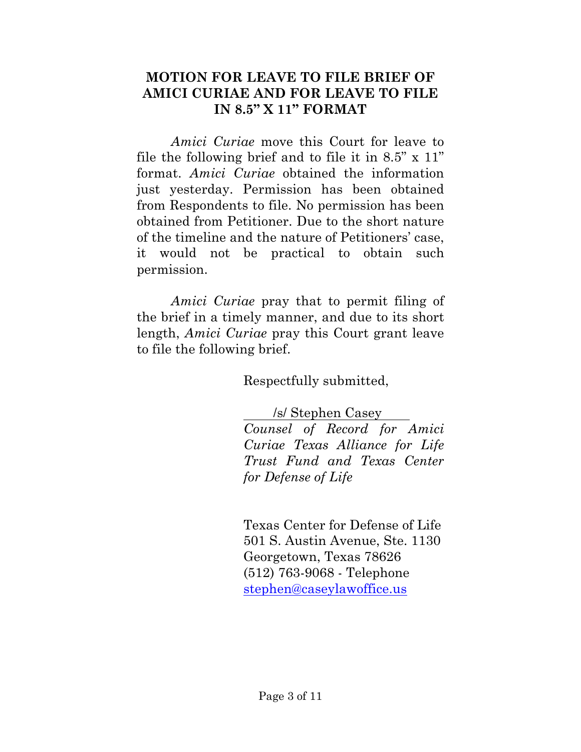# MOTION FOR LEAVE TO FILE BRIEF OF AMICI CURIAE AND FOR LEAVE TO FILE IN 8.5" X 11" FORMAT

*Amici Curiae* move this Court for leave to file the following brief and to file it in 8.5" x 11" format. *Amici Curiae* obtained the information just yesterday. Permission has been obtained from Respondents to file. No permission has been obtained from Petitioner. Due to the short nature of the timeline and the nature of Petitioners' case, it would not be practical to obtain such permission.

*Amici Curiae* pray that to permit filing of the brief in a timely manner, and due to its short length, *Amici Curiae* pray this Court grant leave to file the following brief.

Respectfully submitted,

/s/ Stephen Casey
*Counsel of Record for Amici Curiae Texas Alliance for Life Trust Fund and Texas Center for Defense of Life*

Texas Center for Defense of Life
501 S. Austin Avenue, Ste. 1130
Georgetown, Texas 78626
(512) 763-9068 - Telephone
stephen@caseylawoffice.us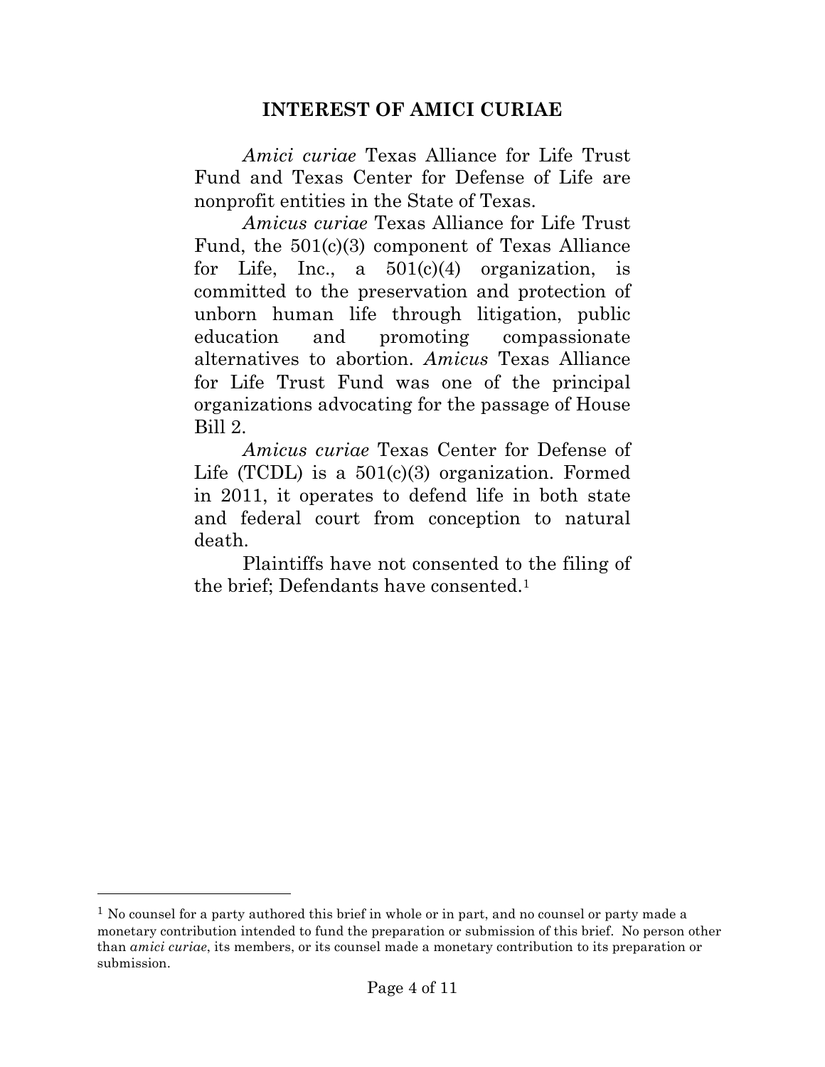## INTEREST OF AMICI CURIAE

*Amici curiae* Texas Alliance for Life Trust Fund and Texas Center for Defense of Life are nonprofit entities in the State of Texas.

*Amicus curiae* Texas Alliance for Life Trust Fund, the 501(c)(3) component of Texas Alliance for Life, Inc., a 501(c)(4) organization, is committed to the preservation and protection of unborn human life through litigation, public education and promoting compassionate alternatives to abortion. *Amicus* Texas Alliance for Life Trust Fund was one of the principal organizations advocating for the passage of House Bill 2.

*Amicus curiae* Texas Center for Defense of Life (TCDL) is a 501(c)(3) organization. Formed in 2011, it operates to defend life in both state and federal court from conception to natural death.

Plaintiffs have not consented to the filing of the brief; Defendants have consented.[1]

---

[1] No counsel for a party authored this brief in whole or in part, and no counsel or party made a monetary contribution intended to fund the preparation or submission of this brief. No person other than *amici curiae*, its members, or its counsel made a monetary contribution to its preparation or submission.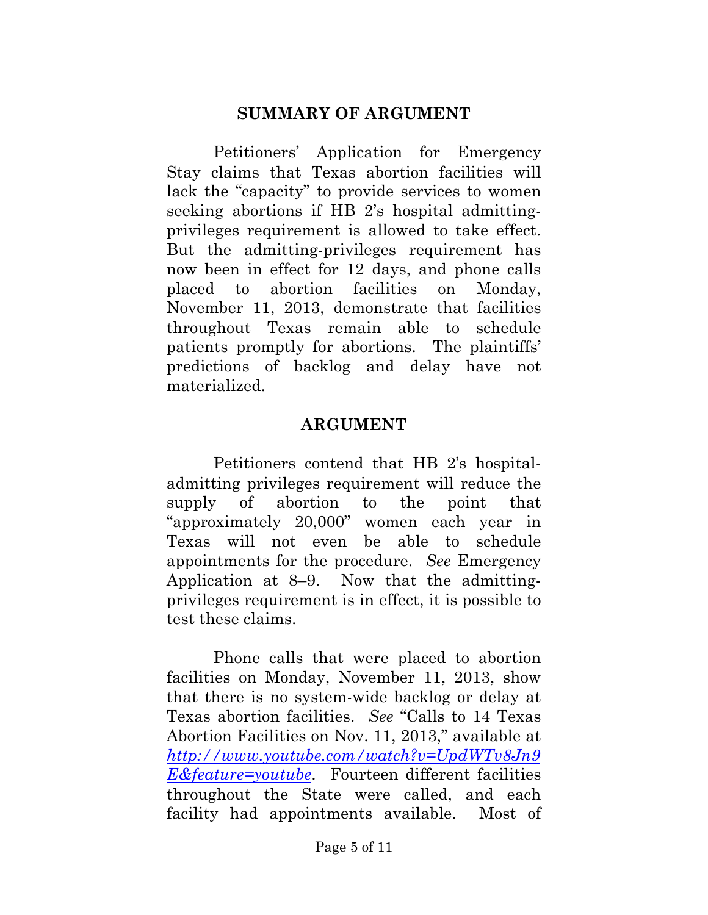## SUMMARY OF ARGUMENT

Petitioners' Application for Emergency Stay claims that Texas abortion facilities will lack the "capacity" to provide services to women seeking abortions if HB 2's hospital admitting-privileges requirement is allowed to take effect. But the admitting-privileges requirement has now been in effect for 12 days, and phone calls placed to abortion facilities on Monday, November 11, 2013, demonstrate that facilities throughout Texas remain able to schedule patients promptly for abortions. The plaintiffs' predictions of backlog and delay have not materialized.

## ARGUMENT

Petitioners contend that HB 2's hospital-admitting privileges requirement will reduce the supply of abortion to the point that "approximately 20,000" women each year in Texas will not even be able to schedule appointments for the procedure. *See* Emergency Application at 8–9. Now that the admitting-privileges requirement is in effect, it is possible to test these claims.

Phone calls that were placed to abortion facilities on Monday, November 11, 2013, show that there is no system-wide backlog or delay at Texas abortion facilities. *See* "Calls to 14 Texas Abortion Facilities on Nov. 11, 2013," available at *http://www.youtube.com/watch?v=UpdWTv8Jn9E&feature=youtube*. Fourteen different facilities throughout the State were called, and each facility had appointments available. Most of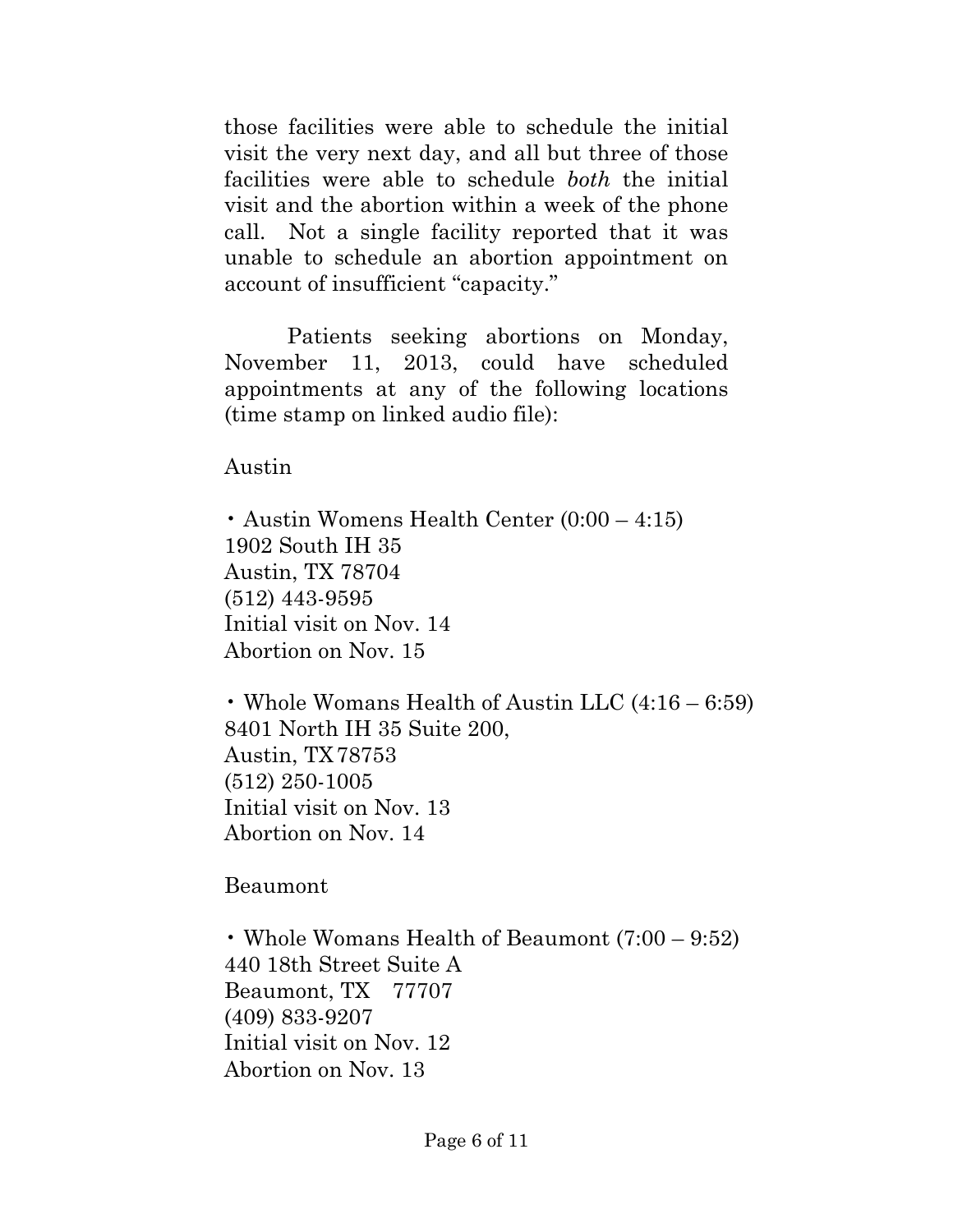those facilities were able to schedule the initial visit the very next day, and all but three of those facilities were able to schedule *both* the initial visit and the abortion within a week of the phone call. Not a single facility reported that it was unable to schedule an abortion appointment on account of insufficient "capacity."

Patients seeking abortions on Monday, November 11, 2013, could have scheduled appointments at any of the following locations (time stamp on linked audio file):

Austin

- Austin Womens Health Center (0:00 – 4:15)
1902 South IH 35
Austin, TX 78704
(512) 443-9595
Initial visit on Nov. 14
Abortion on Nov. 15

- Whole Womans Health of Austin LLC (4:16 – 6:59)
8401 North IH 35 Suite 200,
Austin, TX 78753
(512) 250-1005
Initial visit on Nov. 13
Abortion on Nov. 14

Beaumont

- Whole Womans Health of Beaumont (7:00 – 9:52)
440 18th Street Suite A
Beaumont, TX 77707
(409) 833-9207
Initial visit on Nov. 12
Abortion on Nov. 13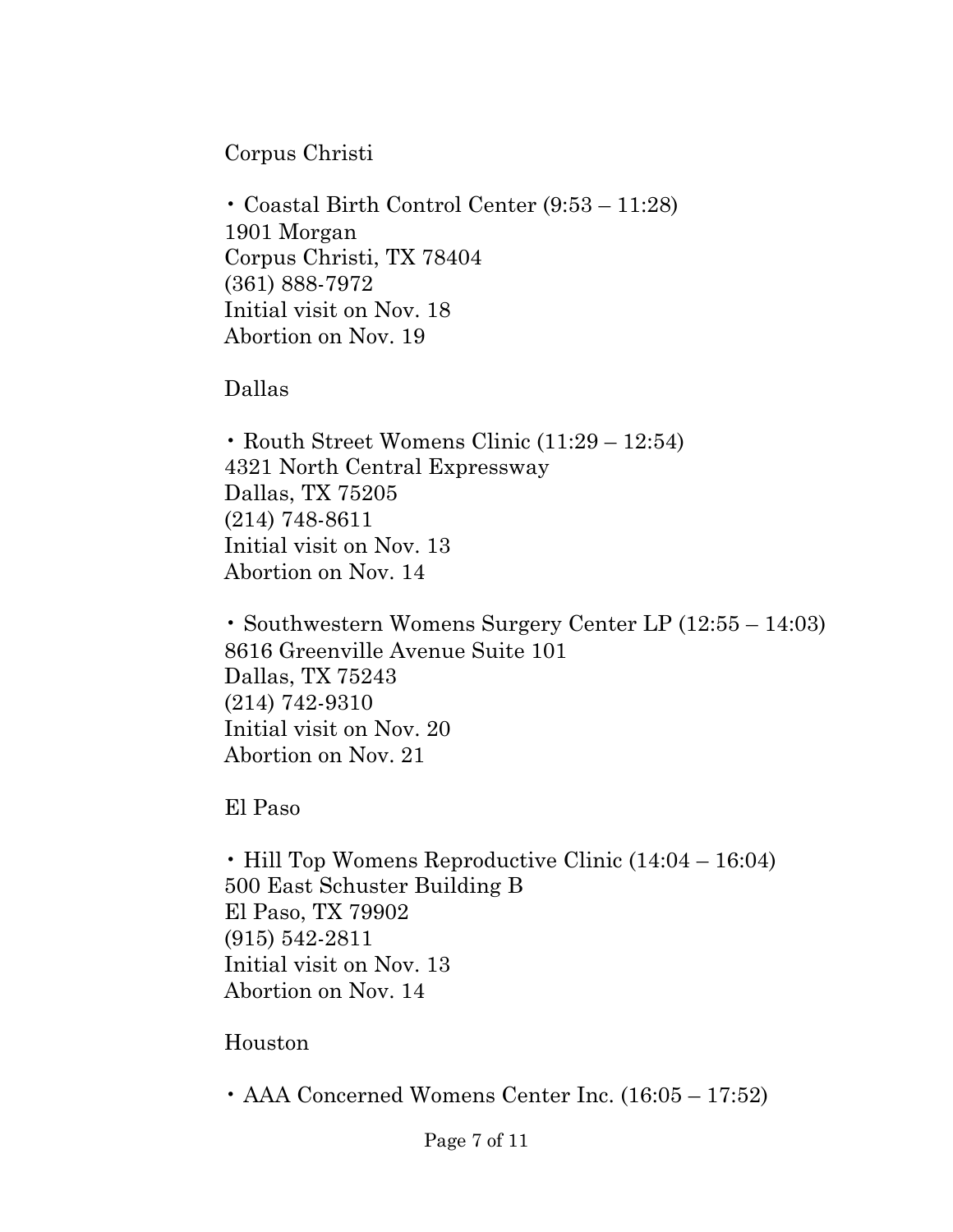Corpus Christi

- Coastal Birth Control Center (9:53 – 11:28)
1901 Morgan
Corpus Christi, TX 78404
(361) 888-7972
Initial visit on Nov. 18
Abortion on Nov. 19

Dallas

- Routh Street Womens Clinic (11:29 – 12:54)
4321 North Central Expressway
Dallas, TX 75205
(214) 748-8611
Initial visit on Nov. 13
Abortion on Nov. 14

- Southwestern Womens Surgery Center LP (12:55 – 14:03)
8616 Greenville Avenue Suite 101
Dallas, TX 75243
(214) 742-9310
Initial visit on Nov. 20
Abortion on Nov. 21

El Paso

- Hill Top Womens Reproductive Clinic (14:04 – 16:04)
500 East Schuster Building B
El Paso, TX 79902
(915) 542-2811
Initial visit on Nov. 13
Abortion on Nov. 14

Houston

- AAA Concerned Womens Center Inc. (16:05 – 17:52)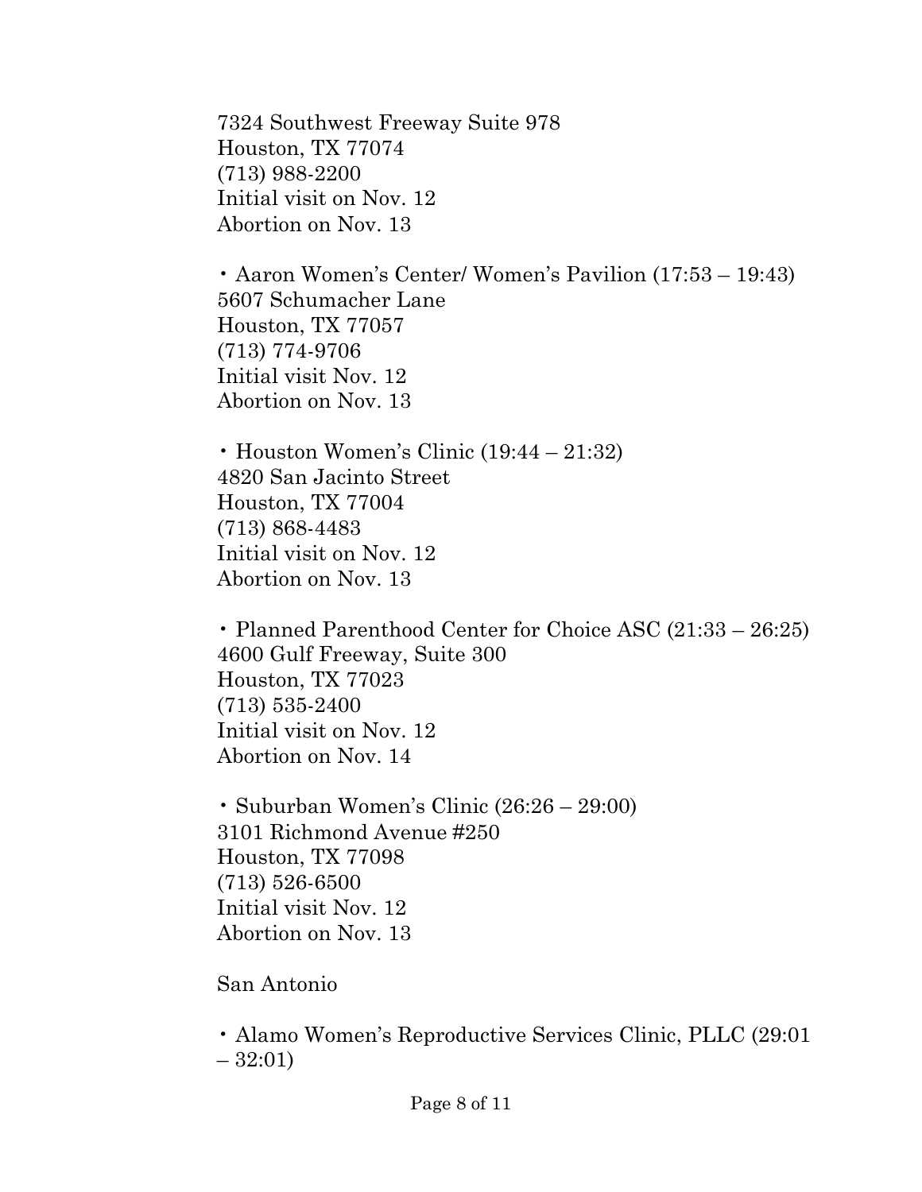7324 Southwest Freeway Suite 978
Houston, TX 77074
(713) 988-2200
Initial visit on Nov. 12
Abortion on Nov. 13

- Aaron Women's Center/ Women's Pavilion (17:53 – 19:43)
5607 Schumacher Lane
Houston, TX 77057
(713) 774-9706
Initial visit Nov. 12
Abortion on Nov. 13

- Houston Women's Clinic (19:44 – 21:32)
4820 San Jacinto Street
Houston, TX 77004
(713) 868-4483
Initial visit on Nov. 12
Abortion on Nov. 13

- Planned Parenthood Center for Choice ASC (21:33 – 26:25)
4600 Gulf Freeway, Suite 300
Houston, TX 77023
(713) 535-2400
Initial visit on Nov. 12
Abortion on Nov. 14

- Suburban Women's Clinic (26:26 – 29:00)
3101 Richmond Avenue #250
Houston, TX 77098
(713) 526-6500
Initial visit Nov. 12
Abortion on Nov. 13

San Antonio

- Alamo Women's Reproductive Services Clinic, PLLC (29:01 – 32:01)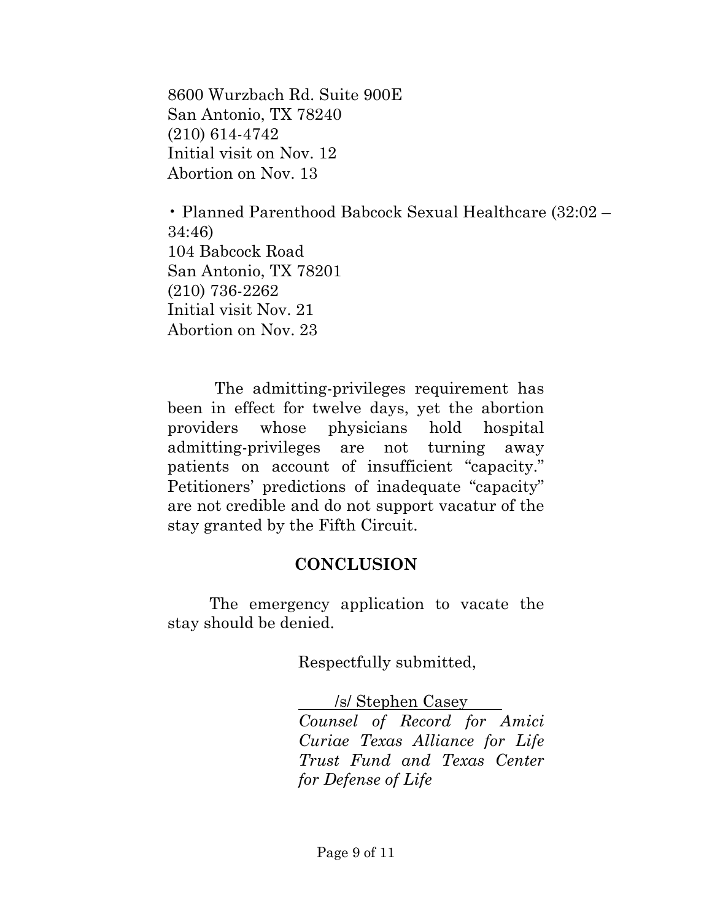8600 Wurzbach Rd. Suite 900E
San Antonio, TX 78240
(210) 614-4742
Initial visit on Nov. 12
Abortion on Nov. 13

• Planned Parenthood Babcock Sexual Healthcare (32:02 – 34:46)
104 Babcock Road
San Antonio, TX 78201
(210) 736-2262
Initial visit Nov. 21
Abortion on Nov. 23

The admitting-privileges requirement has been in effect for twelve days, yet the abortion providers whose physicians hold hospital admitting-privileges are not turning away patients on account of insufficient "capacity." Petitioners' predictions of inadequate "capacity" are not credible and do not support vacatur of the stay granted by the Fifth Circuit.

## CONCLUSION

The emergency application to vacate the stay should be denied.

Respectfully submitted,

/s/ Stephen Casey
*Counsel of Record for Amici Curiae Texas Alliance for Life Trust Fund and Texas Center for Defense of Life*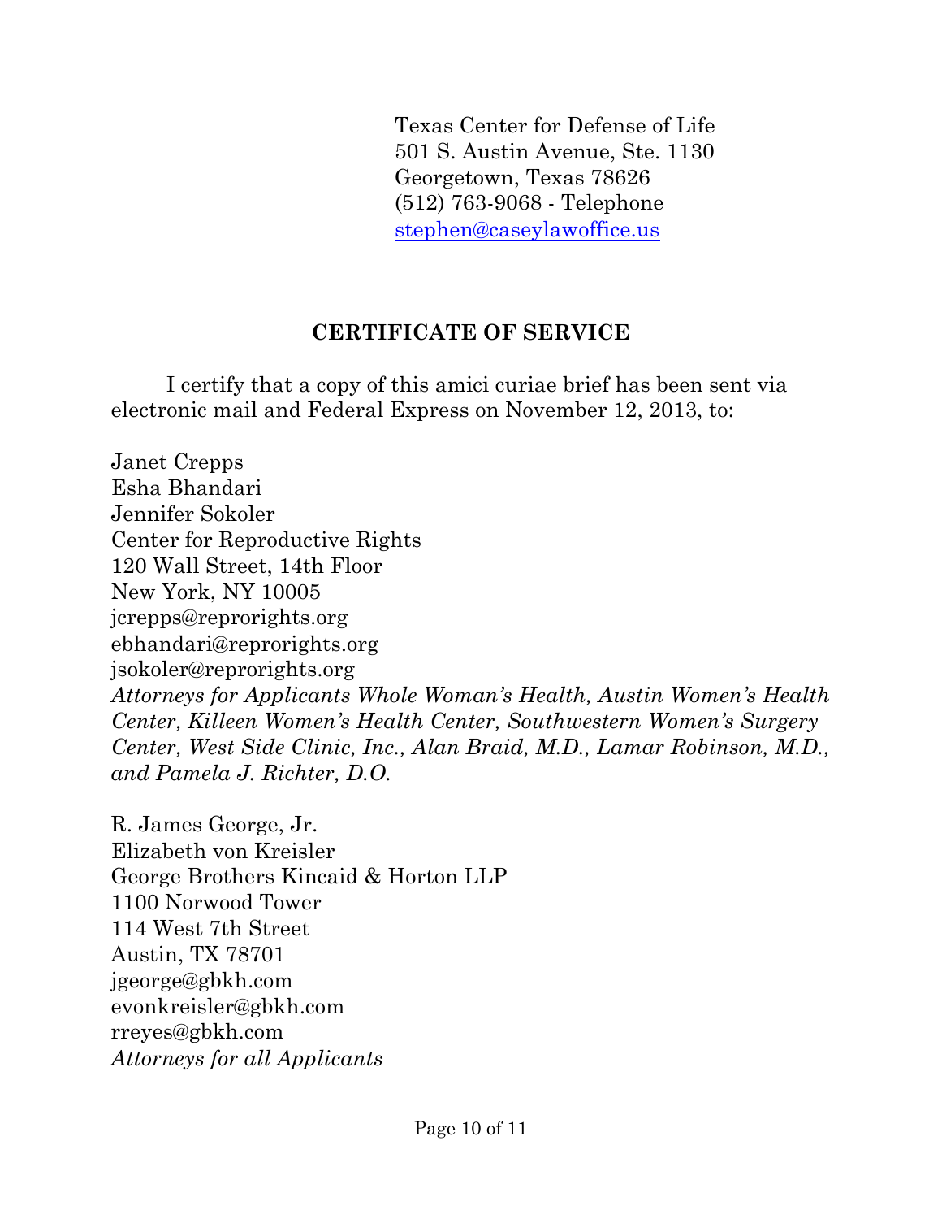Texas Center for Defense of Life
501 S. Austin Avenue, Ste. 1130
Georgetown, Texas 78626
(512) 763-9068 - Telephone
stephen@caseylawoffice.us

## CERTIFICATE OF SERVICE

I certify that a copy of this amici curiae brief has been sent via electronic mail and Federal Express on November 12, 2013, to:

Janet Crepps
Esha Bhandari
Jennifer Sokoler
Center for Reproductive Rights
120 Wall Street, 14th Floor
New York, NY 10005
jcrepps@reprorights.org
ebhandari@reprorights.org
jsokoler@reprorights.org
*Attorneys for Applicants Whole Woman's Health, Austin Women's Health Center, Killeen Women's Health Center, Southwestern Women's Surgery Center, West Side Clinic, Inc., Alan Braid, M.D., Lamar Robinson, M.D., and Pamela J. Richter, D.O.*

R. James George, Jr.
Elizabeth von Kreisler
George Brothers Kincaid & Horton LLP
1100 Norwood Tower
114 West 7th Street
Austin, TX 78701
jgeorge@gbkh.com
evonkreisler@gbkh.com
rreyes@gbkh.com
*Attorneys for all Applicants*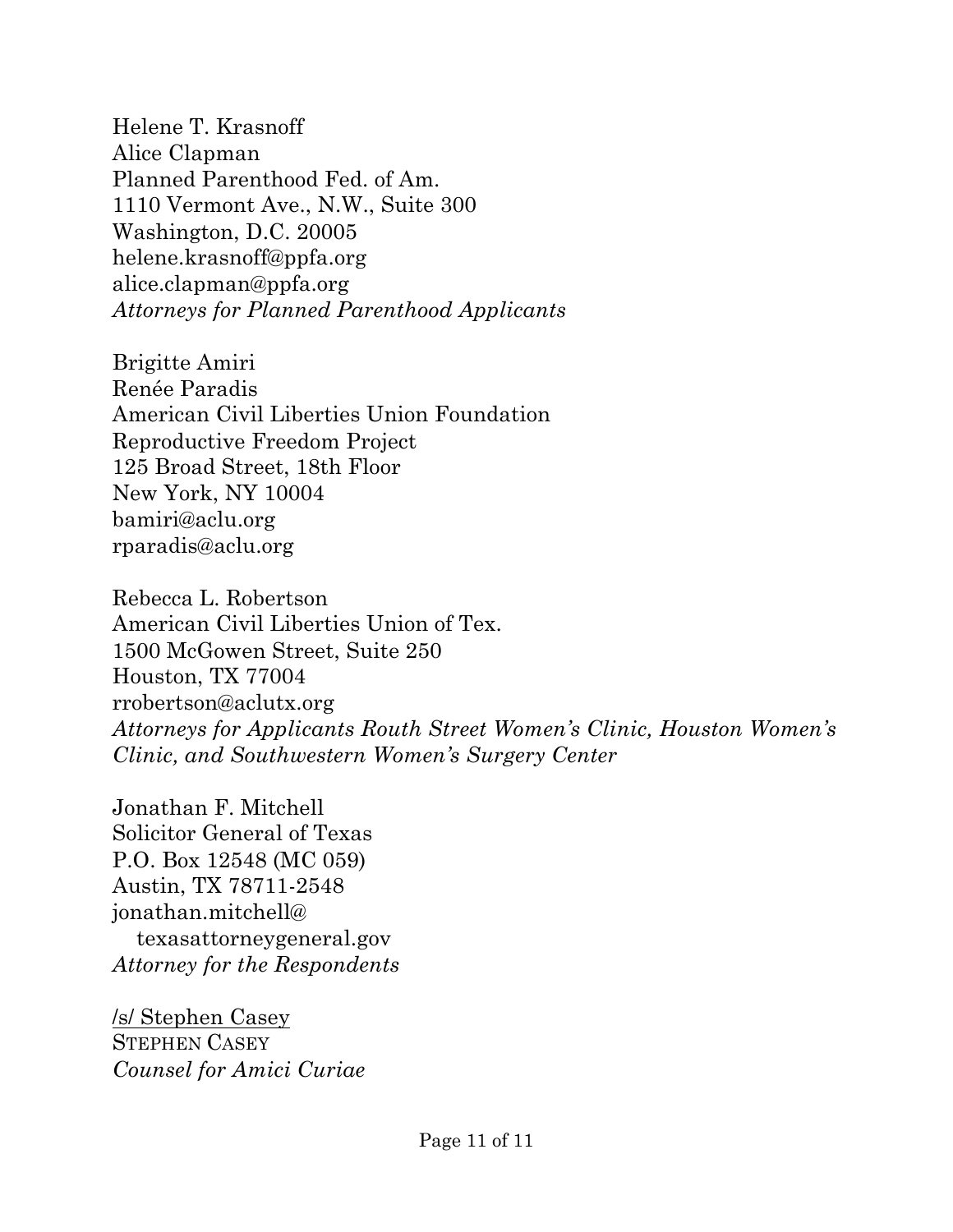Helene T. Krasnoff
Alice Clapman
Planned Parenthood Fed. of Am.
1110 Vermont Ave., N.W., Suite 300
Washington, D.C. 20005
helene.krasnoff@ppfa.org
alice.clapman@ppfa.org
*Attorneys for Planned Parenthood Applicants*

Brigitte Amiri
Renée Paradis
American Civil Liberties Union Foundation
Reproductive Freedom Project
125 Broad Street, 18th Floor
New York, NY 10004
bamiri@aclu.org
rparadis@aclu.org

Rebecca L. Robertson
American Civil Liberties Union of Tex.
1500 McGowen Street, Suite 250
Houston, TX 77004
rrobertson@aclutx.org
*Attorneys for Applicants Routh Street Women's Clinic, Houston Women's Clinic, and Southwestern Women's Surgery Center*

Jonathan F. Mitchell
Solicitor General of Texas
P.O. Box 12548 (MC 059)
Austin, TX 78711-2548
jonathan.mitchell@
texasattorneygeneral.gov
*Attorney for the Respondents*

/s/ Stephen Casey
STEPHEN CASEY
*Counsel for Amici Curiae*